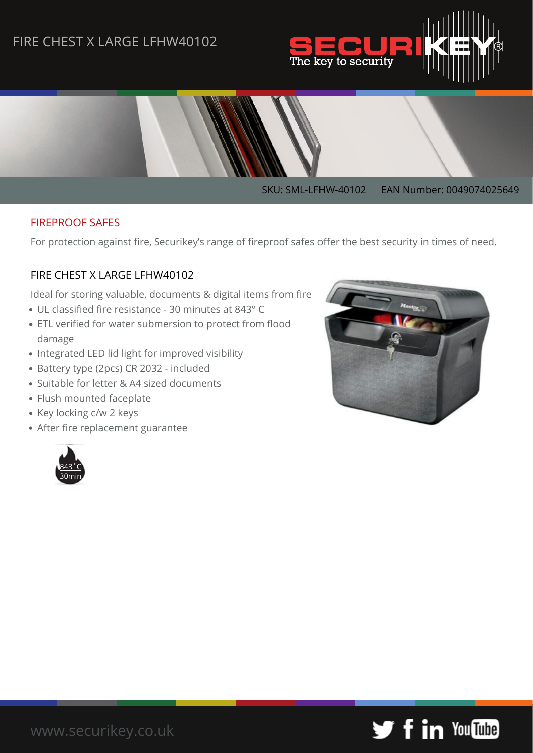# FIRE CHEST X LARGE LFHW40102

SKU: SML-LFHW-40102 EAN Number: 0049074025649

## FIREPROOF SAFES

For protection against fire, Securikey's range of fireproof safes offer the best security in times of need.

### FIRE CHEST X LARGE LFHW40102

Ideal for storing valuable, documents & digital items from fire

- UL classified fire resistance - 30 minutes at 843° C
- ETL verified for water submersion to protect from flood damage
- Integrated LED lid light for improved visibility
- Battery type (2pcs) CR 2032 - included
- Suitable for letter & A4 sized documents
- Flush mounted faceplate
- Key locking c/w 2 keys
- After fire replacement guarantee

843˚C 30min

www.securikey.co.uk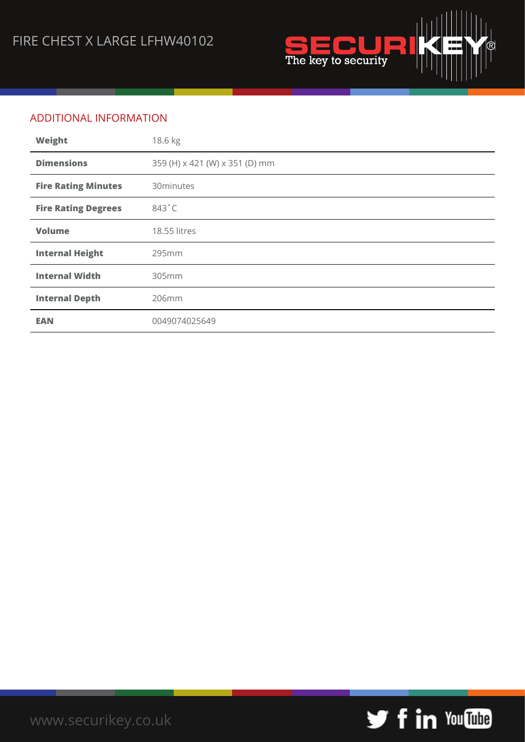## ADDITIONAL INFORMATION

| | |
|---|---|
| **Weight** | 18.6 kg |
| **Dimensions** | 359 (H) x 421 (W) x 351 (D) mm |
| **Fire Rating Minutes** | 30minutes |
| **Fire Rating Degrees** | 843˚C |
| **Volume** | 18.55 litres |
| **Internal Height** | 295mm |
| **Internal Width** | 305mm |
| **Internal Depth** | 206mm |
| **EAN** | 0049074025649 |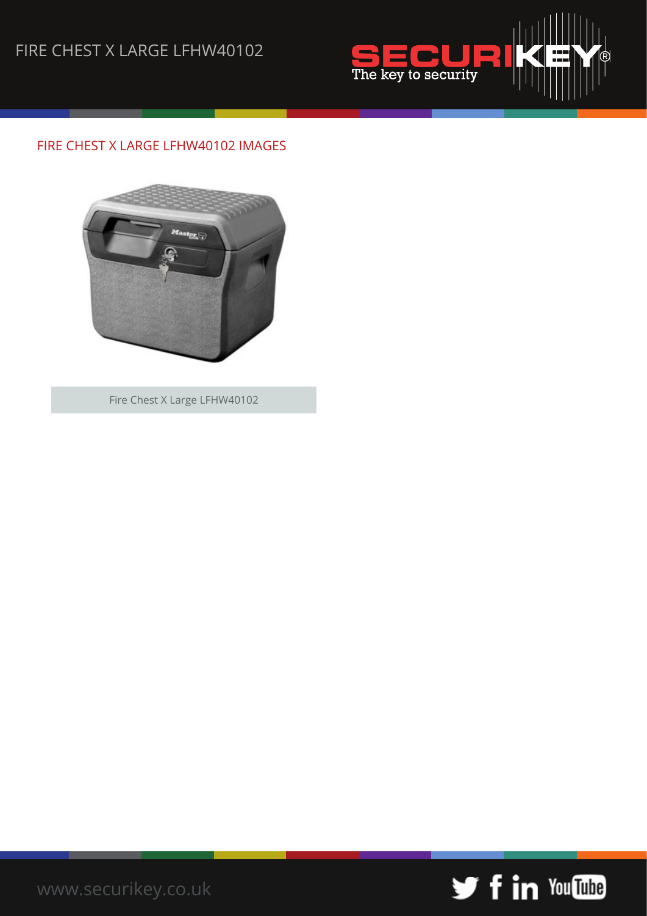## FIRE CHEST X LARGE LFHW40102 IMAGES

Fire Chest X Large LFHW40102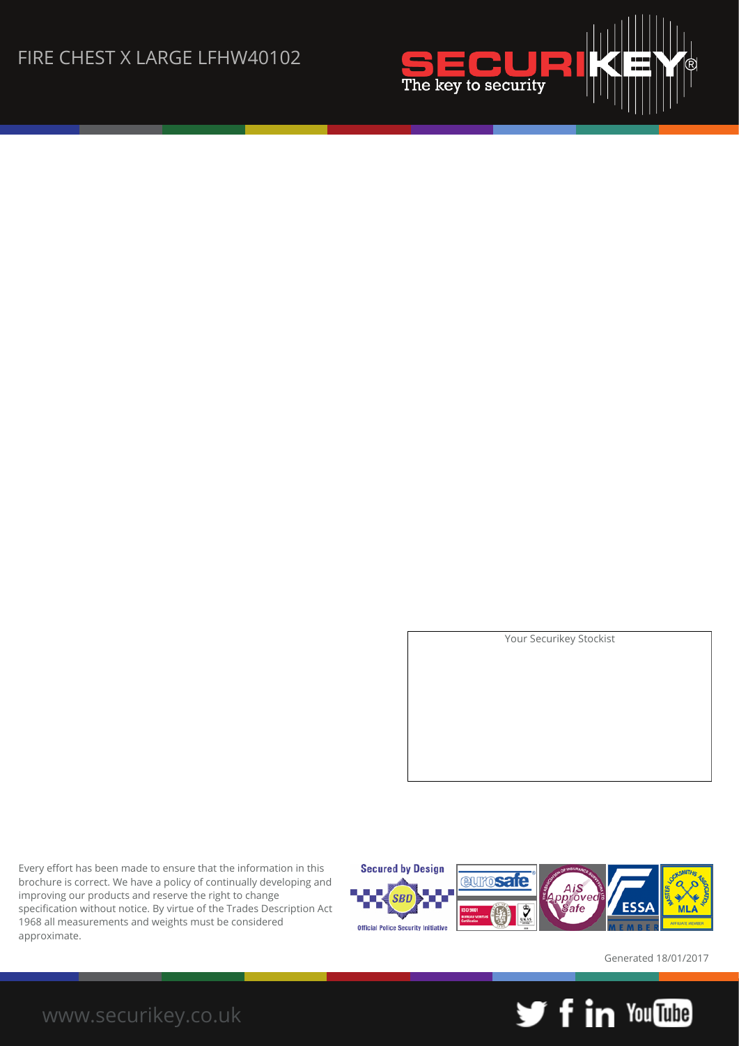Your Securikey Stockist

Every effort has been made to ensure that the information in this brochure is correct. We have a policy of continually developing and improving our products and reserve the right to change specification without notice. By virtue of the Trades Description Act 1968 all measurements and weights must be considered approximate.

Generated 18/01/2017